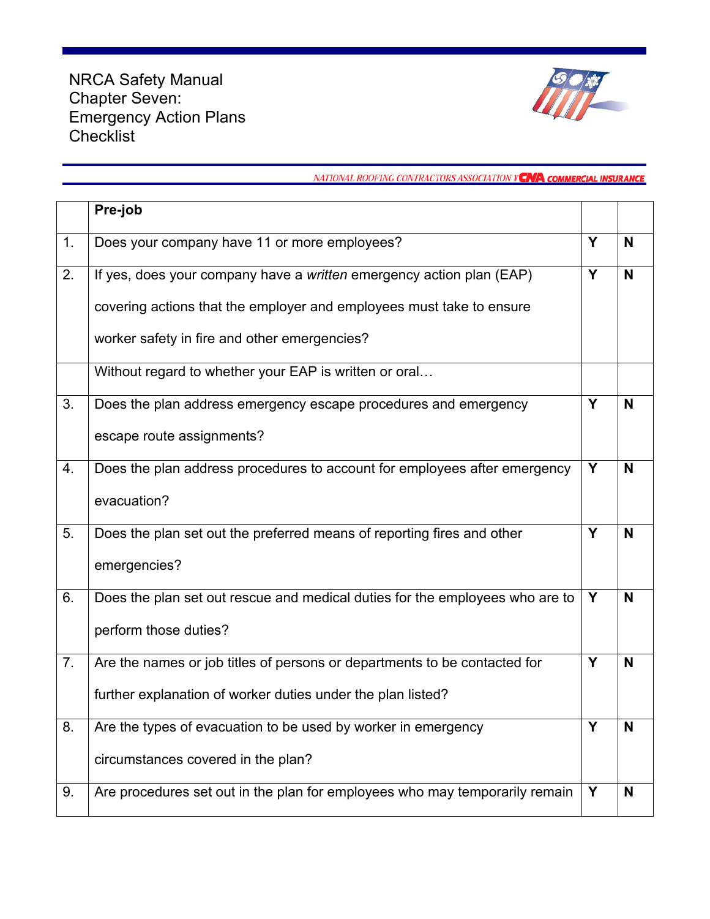NRCA Safety Manual
Chapter Seven:
Emergency Action Plans
Checklist

NATIONAL ROOFING CONTRACTORS ASSOCIATION Y CNA COMMERCIAL INSURANCE

| | **Pre-job** | | |
|---|---|---|---|
| 1. | Does your company have 11 or more employees? | **Y** | **N** |
| 2. | If yes, does your company have a *written* emergency action plan (EAP) covering actions that the employer and employees must take to ensure worker safety in fire and other emergencies? | **Y** | **N** |
| | Without regard to whether your EAP is written or oral… | | |
| 3. | Does the plan address emergency escape procedures and emergency escape route assignments? | **Y** | **N** |
| 4. | Does the plan address procedures to account for employees after emergency evacuation? | **Y** | **N** |
| 5. | Does the plan set out the preferred means of reporting fires and other emergencies? | **Y** | **N** |
| 6. | Does the plan set out rescue and medical duties for the employees who are to perform those duties? | **Y** | **N** |
| 7. | Are the names or job titles of persons or departments to be contacted for further explanation of worker duties under the plan listed? | **Y** | **N** |
| 8. | Are the types of evacuation to be used by worker in emergency circumstances covered in the plan? | **Y** | **N** |
| 9. | Are procedures set out in the plan for employees who may temporarily remain | **Y** | **N** |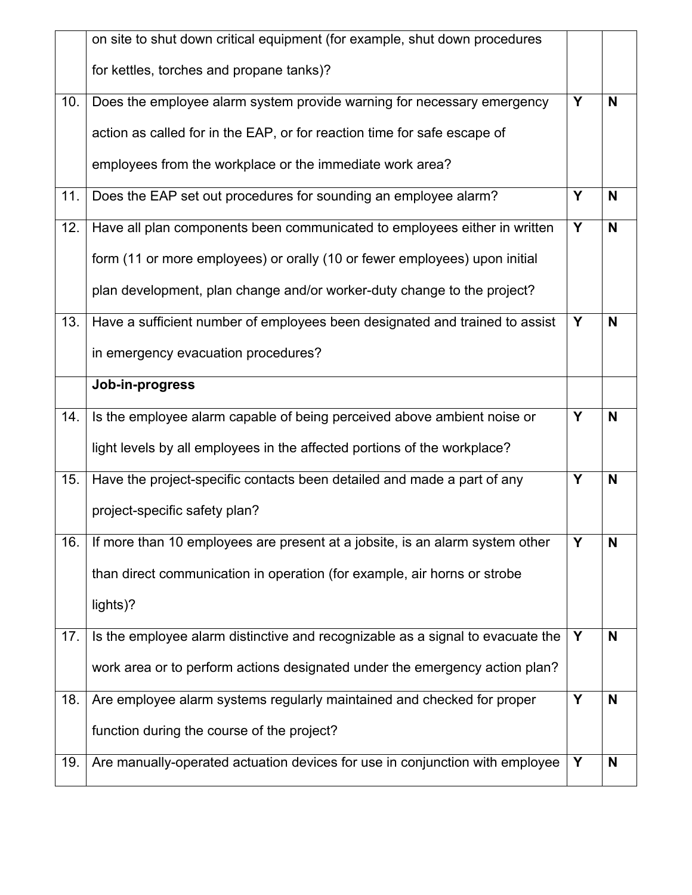| | | | |
|---|---|---|---|
| | on site to shut down critical equipment (for example, shut down procedures for kettles, torches and propane tanks)? | | |
| 10. | Does the employee alarm system provide warning for necessary emergency action as called for in the EAP, or for reaction time for safe escape of employees from the workplace or the immediate work area? | **Y** | **N** |
| 11. | Does the EAP set out procedures for sounding an employee alarm? | **Y** | **N** |
| 12. | Have all plan components been communicated to employees either in written form (11 or more employees) or orally (10 or fewer employees) upon initial plan development, plan change and/or worker-duty change to the project? | **Y** | **N** |
| 13. | Have a sufficient number of employees been designated and trained to assist in emergency evacuation procedures? | **Y** | **N** |
| | **Job-in-progress** | | |
| 14. | Is the employee alarm capable of being perceived above ambient noise or light levels by all employees in the affected portions of the workplace? | **Y** | **N** |
| 15. | Have the project-specific contacts been detailed and made a part of any project-specific safety plan? | **Y** | **N** |
| 16. | If more than 10 employees are present at a jobsite, is an alarm system other than direct communication in operation (for example, air horns or strobe lights)? | **Y** | **N** |
| 17. | Is the employee alarm distinctive and recognizable as a signal to evacuate the work area or to perform actions designated under the emergency action plan? | **Y** | **N** |
| 18. | Are employee alarm systems regularly maintained and checked for proper function during the course of the project? | **Y** | **N** |
| 19. | Are manually-operated actuation devices for use in conjunction with employee | **Y** | **N** |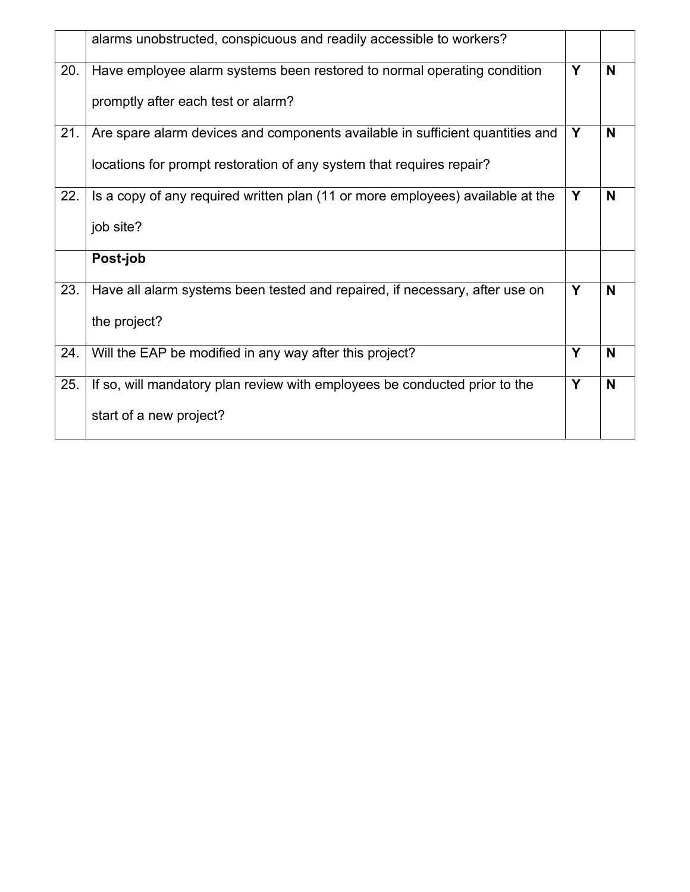| | | | |
|---|---|---|---|
| | alarms unobstructed, conspicuous and readily accessible to workers? | | |
| 20. | Have employee alarm systems been restored to normal operating condition promptly after each test or alarm? | **Y** | **N** |
| 21. | Are spare alarm devices and components available in sufficient quantities and locations for prompt restoration of any system that requires repair? | **Y** | **N** |
| 22. | Is a copy of any required written plan (11 or more employees) available at the job site? | **Y** | **N** |
| | **Post-job** | | |
| 23. | Have all alarm systems been tested and repaired, if necessary, after use on the project? | **Y** | **N** |
| 24. | Will the EAP be modified in any way after this project? | **Y** | **N** |
| 25. | If so, will mandatory plan review with employees be conducted prior to the start of a new project? | **Y** | **N** |